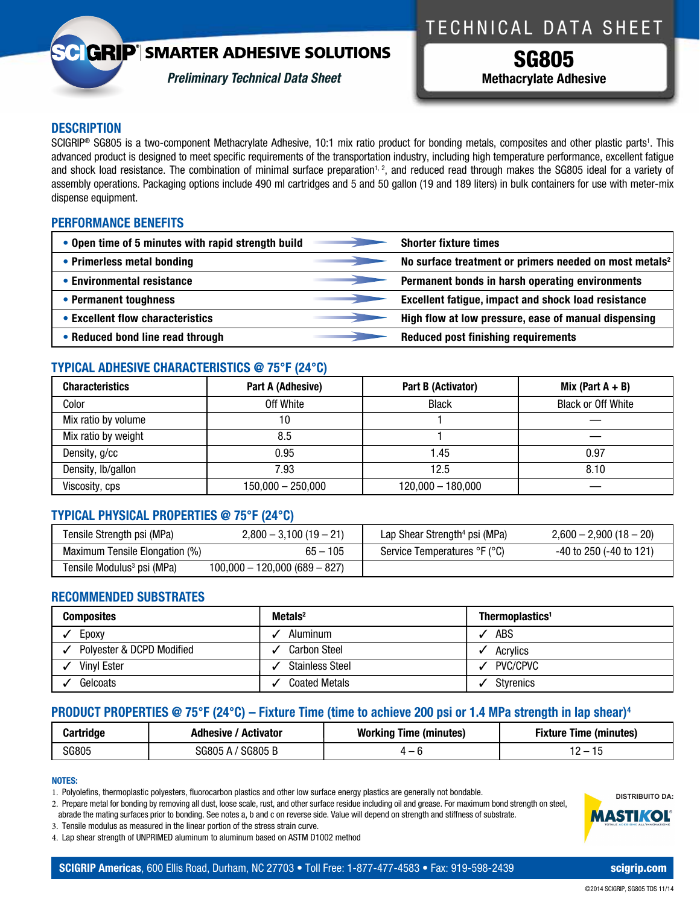**SCIGRIP® | SMARTER ADHESIVE SOLUTIONS**

*Preliminary Technical Data Sheet*

TECHNICAL DATA SHEET

# SG805

**Methacrylate Adhesive**

## DESCRIPTION

SCIGRIP® SG805 is a two-component Methacrylate Adhesive, 10:1 mix ratio product for bonding metals, composites and other plastic parts[1]. This advanced product is designed to meet specific requirements of the transportation industry, including high temperature performance, excellent fatigue and shock load resistance. The combination of minimal surface preparation[1, 2], and reduced read through makes the SG805 ideal for a variety of assembly operations. Packaging options include 490 ml cartridges and 5 and 50 gallon (19 and 189 liters) in bulk containers for use with meter-mix dispense equipment.

## PERFORMANCE BENEFITS

| Benefit | Result |
|---|---|
| • **Open time of 5 minutes with rapid strength build** | **Shorter fixture times** |
| • **Primerless metal bonding** | **No surface treatment or primers needed on most metals[2]** |
| • **Environmental resistance** | **Permanent bonds in harsh operating environments** |
| • **Permanent toughness** | **Excellent fatigue, impact and shock load resistance** |
| • **Excellent flow characteristics** | **High flow at low pressure, ease of manual dispensing** |
| • **Reduced bond line read through** | **Reduced post finishing requirements** |

## TYPICAL ADHESIVE CHARACTERISTICS @ 75°F (24°C)

| Characteristics | Part A (Adhesive) | Part B (Activator) | Mix (Part A + B) |
|---|---|---|---|
| Color | Off White | Black | Black or Off White |
| Mix ratio by volume | 10 | 1 | — |
| Mix ratio by weight | 8.5 | 1 | — |
| Density, g/cc | 0.95 | 1.45 | 0.97 |
| Density, lb/gallon | 7.93 | 12.5 | 8.10 |
| Viscosity, cps | 150,000 – 250,000 | 120,000 – 180,000 | — |

## TYPICAL PHYSICAL PROPERTIES @ 75°F (24°C)

| Property | Value | Property | Value |
|---|---|---|---|
| Tensile Strength psi (MPa) | 2,800 – 3,100 (19 – 21) | Lap Shear Strength[4] psi (MPa) | 2,600 – 2,900 (18 – 20) |
| Maximum Tensile Elongation (%) | 65 – 105 | Service Temperatures °F (°C) | -40 to 250 (-40 to 121) |
| Tensile Modulus[3] psi (MPa) | 100,000 – 120,000 (689 – 827) | | |

## RECOMMENDED SUBSTRATES

| Composites | Metals[2] | Thermoplastics[1] |
|---|---|---|
| ✓ Epoxy | ✓ Aluminum | ✓ ABS |
| ✓ Polyester & DCPD Modified | ✓ Carbon Steel | ✓ Acrylics |
| ✓ Vinyl Ester | ✓ Stainless Steel | ✓ PVC/CPVC |
| ✓ Gelcoats | ✓ Coated Metals | ✓ Styrenics |

## PRODUCT PROPERTIES @ 75°F (24°C) – Fixture Time (time to achieve 200 psi or 1.4 MPa strength in lap shear)[4]

| Cartridge | Adhesive / Activator | Working Time (minutes) | Fixture Time (minutes) |
|---|---|---|---|
| SG805 | SG805 A / SG805 B | 4 – 6 | 12 – 15 |

**NOTES:**

1. Polyolefins, thermoplastic polyesters, fluorocarbon plastics and other low surface energy plastics are generally not bondable.
2. Prepare metal for bonding by removing all dust, loose scale, rust, and other surface residue including oil and grease. For maximum bond strength on steel, abrade the mating surfaces prior to bonding. See notes a, b and c on reverse side. Value will depend on strength and stiffness of substrate.
3. Tensile modulus as measured in the linear portion of the stress strain curve.
4. Lap shear strength of UNPRIMED aluminum to aluminum based on ASTM D1002 method

DISTRIBUITO DA: MASTIKOL

**SCIGRIP Americas**, 600 Ellis Road, Durham, NC 27703 • Toll Free: 1-877-477-4583 • Fax: 919-598-2439 **scigrip.com**

©2014 SCIGRIP, SG805 TDS 11/14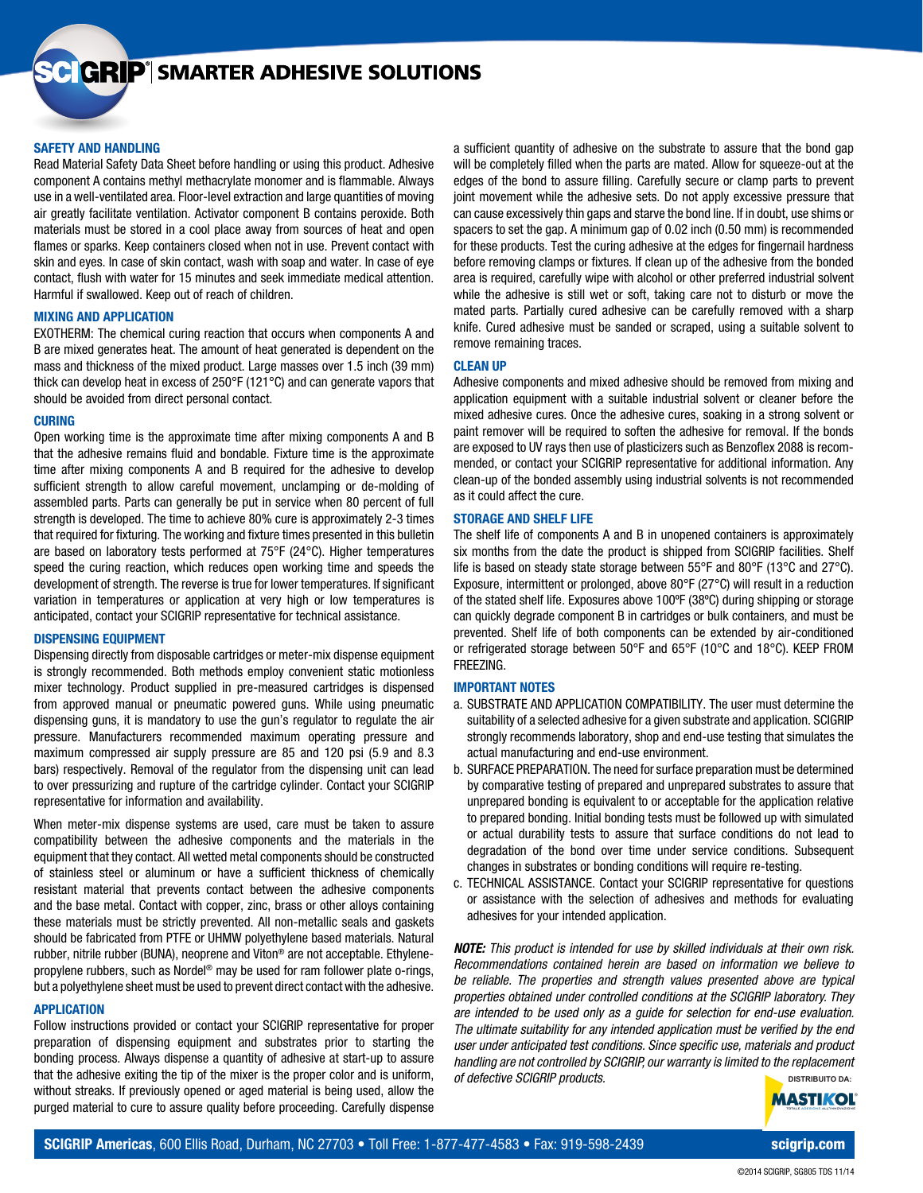## SAFETY AND HANDLING

Read Material Safety Data Sheet before handling or using this product. Adhesive component A contains methyl methacrylate monomer and is flammable. Always use in a well-ventilated area. Floor-level extraction and large quantities of moving air greatly facilitate ventilation. Activator component B contains peroxide. Both materials must be stored in a cool place away from sources of heat and open flames or sparks. Keep containers closed when not in use. Prevent contact with skin and eyes. In case of skin contact, wash with soap and water. In case of eye contact, flush with water for 15 minutes and seek immediate medical attention. Harmful if swallowed. Keep out of reach of children.

## MIXING AND APPLICATION

EXOTHERM: The chemical curing reaction that occurs when components A and B are mixed generates heat. The amount of heat generated is dependent on the mass and thickness of the mixed product. Large masses over 1.5 inch (39 mm) thick can develop heat in excess of 250°F (121°C) and can generate vapors that should be avoided from direct personal contact.

## CURING

Open working time is the approximate time after mixing components A and B that the adhesive remains fluid and bondable. Fixture time is the approximate time after mixing components A and B required for the adhesive to develop sufficient strength to allow careful movement, unclamping or de-molding of assembled parts. Parts can generally be put in service when 80 percent of full strength is developed. The time to achieve 80% cure is approximately 2-3 times that required for fixturing. The working and fixture times presented in this bulletin are based on laboratory tests performed at 75°F (24°C). Higher temperatures speed the curing reaction, which reduces open working time and speeds the development of strength. The reverse is true for lower temperatures. If significant variation in temperatures or application at very high or low temperatures is anticipated, contact your SCIGRIP representative for technical assistance.

## DISPENSING EQUIPMENT

Dispensing directly from disposable cartridges or meter-mix dispense equipment is strongly recommended. Both methods employ convenient static motionless mixer technology. Product supplied in pre-measured cartridges is dispensed from approved manual or pneumatic powered guns. While using pneumatic dispensing guns, it is mandatory to use the gun's regulator to regulate the air pressure. Manufacturers recommended maximum operating pressure and maximum compressed air supply pressure are 85 and 120 psi (5.9 and 8.3 bars) respectively. Removal of the regulator from the dispensing unit can lead to over pressurizing and rupture of the cartridge cylinder. Contact your SCIGRIP representative for information and availability.

When meter-mix dispense systems are used, care must be taken to assure compatibility between the adhesive components and the materials in the equipment that they contact. All wetted metal components should be constructed of stainless steel or aluminum or have a sufficient thickness of chemically resistant material that prevents contact between the adhesive components and the base metal. Contact with copper, zinc, brass or other alloys containing these materials must be strictly prevented. All non-metallic seals and gaskets should be fabricated from PTFE or UHMW polyethylene based materials. Natural rubber, nitrile rubber (BUNA), neoprene and Viton® are not acceptable. Ethylene-propylene rubbers, such as Nordel® may be used for ram follower plate o-rings, but a polyethylene sheet must be used to prevent direct contact with the adhesive.

## APPLICATION

Follow instructions provided or contact your SCIGRIP representative for proper preparation of dispensing equipment and substrates prior to starting the bonding process. Always dispense a quantity of adhesive at start-up to assure that the adhesive exiting the tip of the mixer is the proper color and is uniform, without streaks. If previously opened or aged material is being used, allow the purged material to cure to assure quality before proceeding. Carefully dispense a sufficient quantity of adhesive on the substrate to assure that the bond gap will be completely filled when the parts are mated. Allow for squeeze-out at the edges of the bond to assure filling. Carefully secure or clamp parts to prevent joint movement while the adhesive sets. Do not apply excessive pressure that can cause excessively thin gaps and starve the bond line. If in doubt, use shims or spacers to set the gap. A minimum gap of 0.02 inch (0.50 mm) is recommended for these products. Test the curing adhesive at the edges for fingernail hardness before removing clamps or fixtures. If clean up of the adhesive from the bonded area is required, carefully wipe with alcohol or other preferred industrial solvent while the adhesive is still wet or soft, taking care not to disturb or move the mated parts. Partially cured adhesive can be carefully removed with a sharp knife. Cured adhesive must be sanded or scraped, using a suitable solvent to remove remaining traces.

## CLEAN UP

Adhesive components and mixed adhesive should be removed from mixing and application equipment with a suitable industrial solvent or cleaner before the mixed adhesive cures. Once the adhesive cures, soaking in a strong solvent or paint remover will be required to soften the adhesive for removal. If the bonds are exposed to UV rays then use of plasticizers such as Benzoflex 2088 is recommended, or contact your SCIGRIP representative for additional information. Any clean-up of the bonded assembly using industrial solvents is not recommended as it could affect the cure.

## STORAGE AND SHELF LIFE

The shelf life of components A and B in unopened containers is approximately six months from the date the product is shipped from SCIGRIP facilities. Shelf life is based on steady state storage between 55°F and 80°F (13°C and 27°C). Exposure, intermittent or prolonged, above 80°F (27°C) will result in a reduction of the stated shelf life. Exposures above 100ºF (38ºC) during shipping or storage can quickly degrade component B in cartridges or bulk containers, and must be prevented. Shelf life of both components can be extended by air-conditioned or refrigerated storage between 50°F and 65°F (10°C and 18°C). KEEP FROM FREEZING.

## IMPORTANT NOTES

a. SUBSTRATE AND APPLICATION COMPATIBILITY. The user must determine the suitability of a selected adhesive for a given substrate and application. SCIGRIP strongly recommends laboratory, shop and end-use testing that simulates the actual manufacturing and end-use environment.

b. SURFACE PREPARATION. The need for surface preparation must be determined by comparative testing of prepared and unprepared substrates to assure that unprepared bonding is equivalent to or acceptable for the application relative to prepared bonding. Initial bonding tests must be followed up with simulated or actual durability tests to assure that surface conditions do not lead to degradation of the bond over time under service conditions. Subsequent changes in substrates or bonding conditions will require re-testing.

c. TECHNICAL ASSISTANCE. Contact your SCIGRIP representative for questions or assistance with the selection of adhesives and methods for evaluating adhesives for your intended application.

***NOTE:** This product is intended for use by skilled individuals at their own risk. Recommendations contained herein are based on information we believe to be reliable. The properties and strength values presented above are typical properties obtained under controlled conditions at the SCIGRIP laboratory. They are intended to be used only as a guide for selection for end-use evaluation. The ultimate suitability for any intended application must be verified by the end user under anticipated test conditions. Since specific use, materials and product handling are not controlled by SCIGRIP, our warranty is limited to the replacement of defective SCIGRIP products.*

DISTRIBUITO DA: MASTIKOL

**SCIGRIP Americas**, 600 Ellis Road, Durham, NC 27703 • Toll Free: 1-877-477-4583 • Fax: 919-598-2439 **scigrip.com**

©2014 SCIGRIP, SG805 TDS 11/14